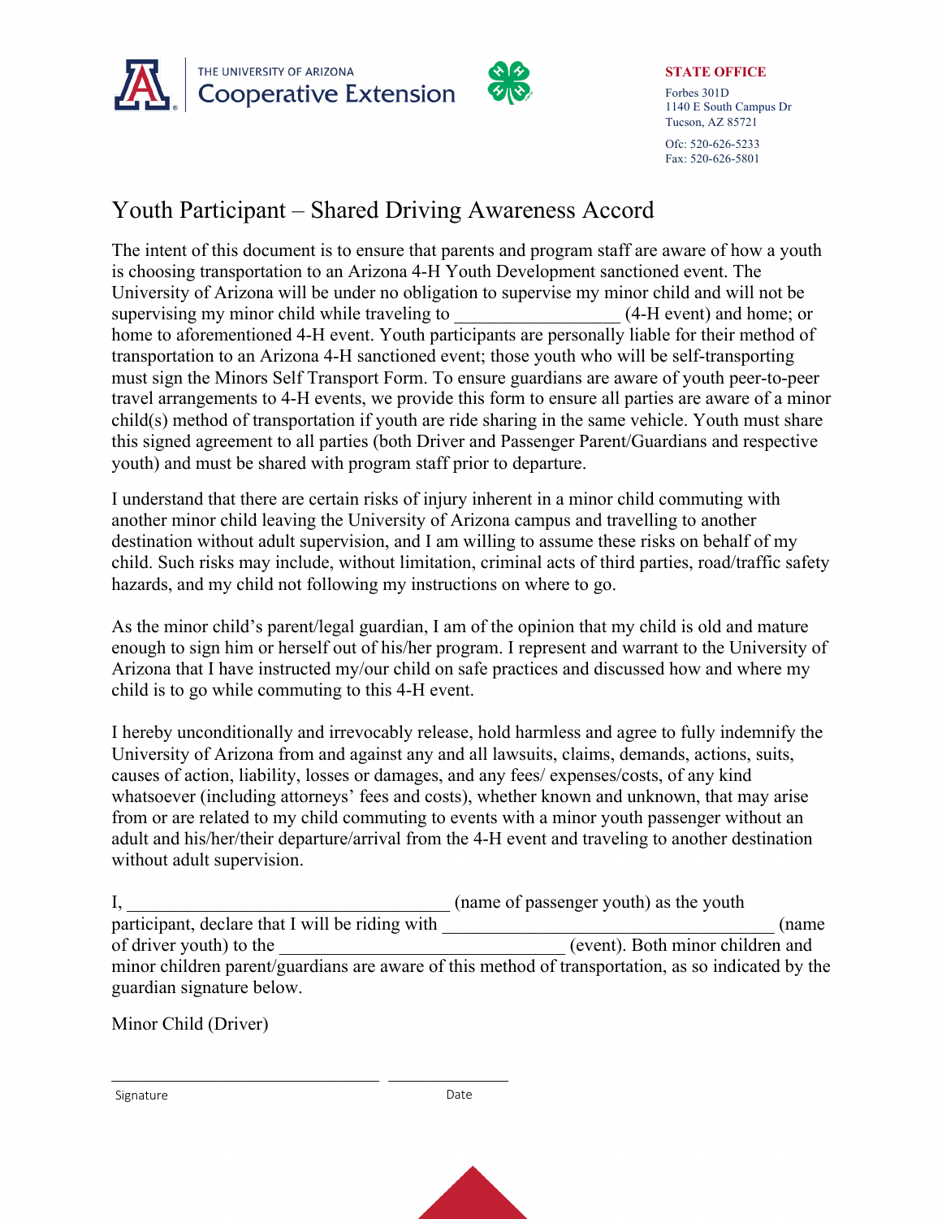THE UNIVERSITY OF ARIZONA
Cooperative Extension

**STATE OFFICE**
Forbes 301D
1140 E South Campus Dr
Tucson, AZ 85721

Ofc: 520-626-5233
Fax: 520-626-5801

# Youth Participant – Shared Driving Awareness Accord

The intent of this document is to ensure that parents and program staff are aware of how a youth is choosing transportation to an Arizona 4-H Youth Development sanctioned event. The University of Arizona will be under no obligation to supervise my minor child and will not be supervising my minor child while traveling to \_\_\_\_\_\_\_\_\_\_\_\_\_\_\_\_\_\_ (4-H event) and home; or home to aforementioned 4-H event. Youth participants are personally liable for their method of transportation to an Arizona 4-H sanctioned event; those youth who will be self-transporting must sign the Minors Self Transport Form. To ensure guardians are aware of youth peer-to-peer travel arrangements to 4-H events, we provide this form to ensure all parties are aware of a minor child(s) method of transportation if youth are ride sharing in the same vehicle. Youth must share this signed agreement to all parties (both Driver and Passenger Parent/Guardians and respective youth) and must be shared with program staff prior to departure.

I understand that there are certain risks of injury inherent in a minor child commuting with another minor child leaving the University of Arizona campus and travelling to another destination without adult supervision, and I am willing to assume these risks on behalf of my child. Such risks may include, without limitation, criminal acts of third parties, road/traffic safety hazards, and my child not following my instructions on where to go.

As the minor child's parent/legal guardian, I am of the opinion that my child is old and mature enough to sign him or herself out of his/her program. I represent and warrant to the University of Arizona that I have instructed my/our child on safe practices and discussed how and where my child is to go while commuting to this 4-H event.

I hereby unconditionally and irrevocably release, hold harmless and agree to fully indemnify the University of Arizona from and against any and all lawsuits, claims, demands, actions, suits, causes of action, liability, losses or damages, and any fees/ expenses/costs, of any kind whatsoever (including attorneys' fees and costs), whether known and unknown, that may arise from or are related to my child commuting to events with a minor youth passenger without an adult and his/her/their departure/arrival from the 4-H event and traveling to another destination without adult supervision.

I, \_\_\_\_\_\_\_\_\_\_\_\_\_\_\_\_\_\_\_\_\_\_\_\_\_\_\_\_\_\_\_\_\_\_\_\_ (name of passenger youth) as the youth participant, declare that I will be riding with \_\_\_\_\_\_\_\_\_\_\_\_\_\_\_\_\_\_\_\_\_\_\_\_\_\_\_\_\_\_\_\_\_\_\_\_ (name of driver youth) to the \_\_\_\_\_\_\_\_\_\_\_\_\_\_\_\_\_\_\_\_\_\_\_\_\_\_\_\_\_\_\_\_ (event). Both minor children and minor children parent/guardians are aware of this method of transportation, as so indicated by the guardian signature below.

Minor Child (Driver)

\_\_\_\_\_\_\_\_\_\_\_\_\_\_\_\_\_\_\_\_\_\_\_\_\_\_\_\_\_\_\_\_ \_\_\_\_\_\_\_\_\_\_\_\_\_\_\_\_
Signature Date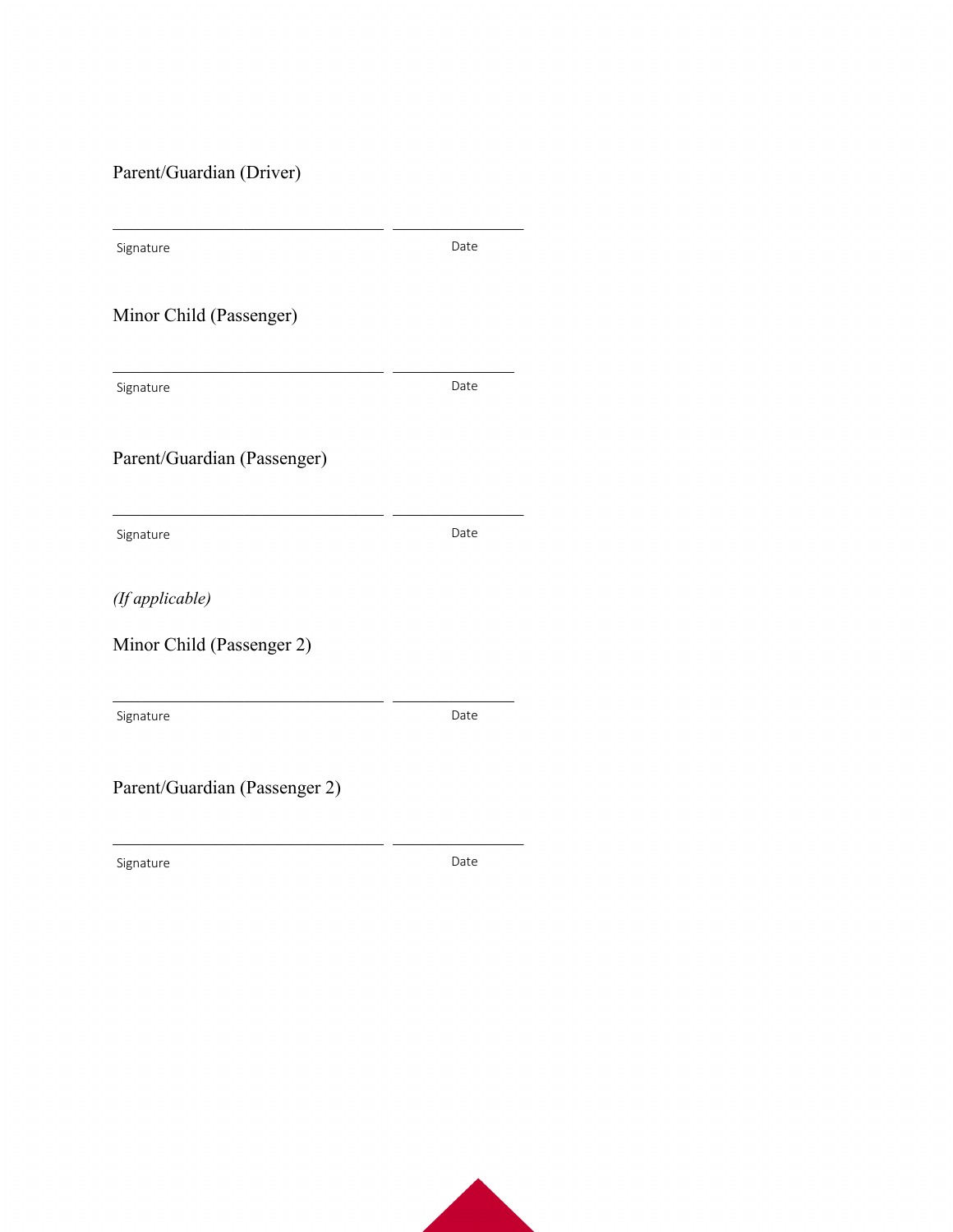Parent/Guardian (Driver)

\_\_\_\_\_\_\_\_\_\_\_\_\_\_\_\_\_\_\_\_\_\_\_\_\_\_\_\_\_\_\_\_\_\_\_ \_\_\_\_\_\_\_\_\_\_\_\_\_\_\_\_\_

Signature Date

Minor Child (Passenger)

\_\_\_\_\_\_\_\_\_\_\_\_\_\_\_\_\_\_\_\_\_\_\_\_\_\_\_\_\_\_\_\_\_\_\_ \_\_\_\_\_\_\_\_\_\_\_\_\_\_\_\_

Signature Date

Parent/Guardian (Passenger)

\_\_\_\_\_\_\_\_\_\_\_\_\_\_\_\_\_\_\_\_\_\_\_\_\_\_\_\_\_\_\_\_\_\_\_ \_\_\_\_\_\_\_\_\_\_\_\_\_\_\_\_\_

Signature Date

*(If applicable)*

Minor Child (Passenger 2)

\_\_\_\_\_\_\_\_\_\_\_\_\_\_\_\_\_\_\_\_\_\_\_\_\_\_\_\_\_\_\_\_\_\_\_ \_\_\_\_\_\_\_\_\_\_\_\_\_\_\_\_

Signature Date

Parent/Guardian (Passenger 2)

\_\_\_\_\_\_\_\_\_\_\_\_\_\_\_\_\_\_\_\_\_\_\_\_\_\_\_\_\_\_\_\_\_\_\_ \_\_\_\_\_\_\_\_\_\_\_\_\_\_\_\_\_

Signature Date